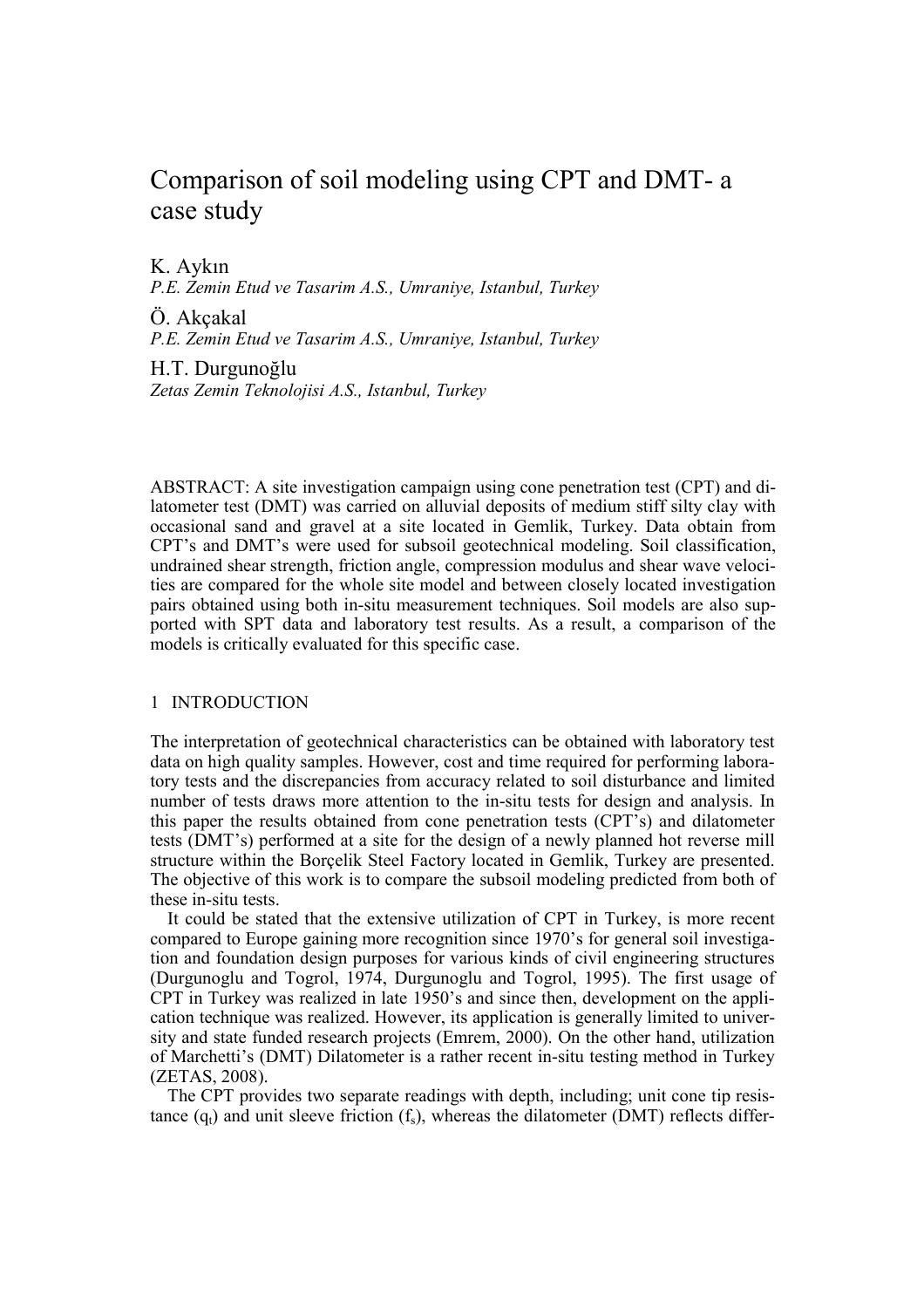# Comparison of soil modeling using CPT and DMT- a case study

K. Aykın
*P.E. Zemin Etud ve Tasarim A.S., Umraniye, Istanbul, Turkey*

Ö. Akçakal
*P.E. Zemin Etud ve Tasarim A.S., Umraniye, Istanbul, Turkey*

H.T. Durgunoğlu
*Zetas Zemin Teknolojisi A.S., Istanbul, Turkey*

ABSTRACT: A site investigation campaign using cone penetration test (CPT) and dilatometer test (DMT) was carried on alluvial deposits of medium stiff silty clay with occasional sand and gravel at a site located in Gemlik, Turkey. Data obtain from CPT's and DMT's were used for subsoil geotechnical modeling. Soil classification, undrained shear strength, friction angle, compression modulus and shear wave velocities are compared for the whole site model and between closely located investigation pairs obtained using both in-situ measurement techniques. Soil models are also supported with SPT data and laboratory test results. As a result, a comparison of the models is critically evaluated for this specific case.

## 1 INTRODUCTION

The interpretation of geotechnical characteristics can be obtained with laboratory test data on high quality samples. However, cost and time required for performing laboratory tests and the discrepancies from accuracy related to soil disturbance and limited number of tests draws more attention to the in-situ tests for design and analysis. In this paper the results obtained from cone penetration tests (CPT's) and dilatometer tests (DMT's) performed at a site for the design of a newly planned hot reverse mill structure within the Borçelik Steel Factory located in Gemlik, Turkey are presented. The objective of this work is to compare the subsoil modeling predicted from both of these in-situ tests.

It could be stated that the extensive utilization of CPT in Turkey, is more recent compared to Europe gaining more recognition since 1970's for general soil investigation and foundation design purposes for various kinds of civil engineering structures (Durgunoglu and Togrol, 1974, Durgunoglu and Togrol, 1995). The first usage of CPT in Turkey was realized in late 1950's and since then, development on the application technique was realized. However, its application is generally limited to university and state funded research projects (Emrem, 2000). On the other hand, utilization of Marchetti's (DMT) Dilatometer is a rather recent in-situ testing method in Turkey (ZETAS, 2008).

The CPT provides two separate readings with depth, including; unit cone tip resistance ($q_t$) and unit sleeve friction ($f_s$), whereas the dilatometer (DMT) reflects differ-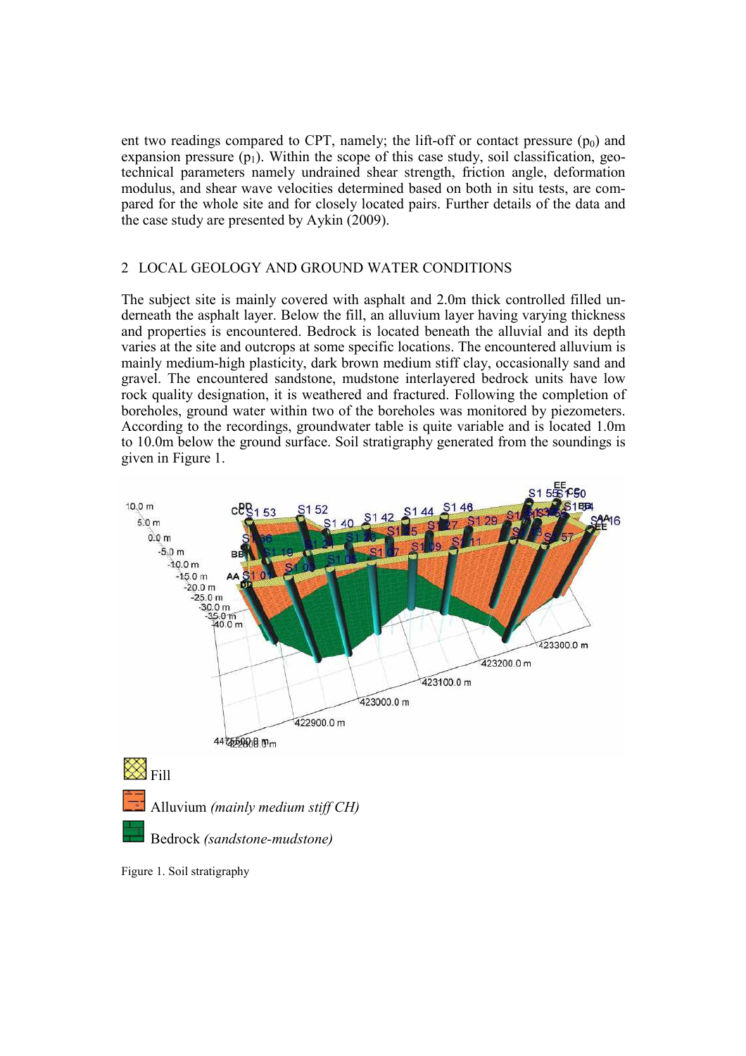ent two readings compared to CPT, namely; the lift-off or contact pressure ($p_0$) and expansion pressure ($p_1$). Within the scope of this case study, soil classification, geotechnical parameters namely undrained shear strength, friction angle, deformation modulus, and shear wave velocities determined based on both in situ tests, are compared for the whole site and for closely located pairs. Further details of the data and the case study are presented by Aykin (2009).

## 2 LOCAL GEOLOGY AND GROUND WATER CONDITIONS

The subject site is mainly covered with asphalt and 2.0m thick controlled filled underneath the asphalt layer. Below the fill, an alluvium layer having varying thickness and properties is encountered. Bedrock is located beneath the alluvial and its depth varies at the site and outcrops at some specific locations. The encountered alluvium is mainly medium-high plasticity, dark brown medium stiff clay, occasionally sand and gravel. The encountered sandstone, mudstone interlayered bedrock units have low rock quality designation, it is weathered and fractured. Following the completion of boreholes, ground water within two of the boreholes was monitored by piezometers. According to the recordings, groundwater table is quite variable and is located 1.0m to 10.0m below the ground surface. Soil stratigraphy generated from the soundings is given in Figure 1.

Fill

Alluvium *(mainly medium stiff CH)*

Bedrock *(sandstone-mudstone)*

Figure 1. Soil stratigraphy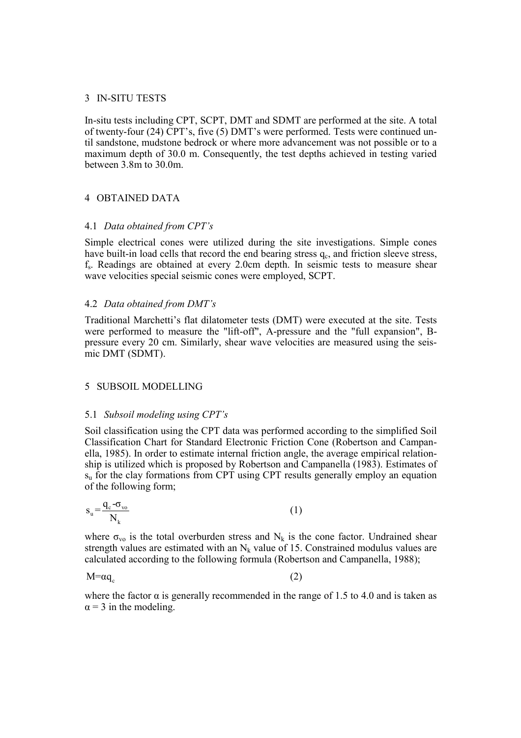## 3 IN-SITU TESTS

In-situ tests including CPT, SCPT, DMT and SDMT are performed at the site. A total of twenty-four (24) CPT's, five (5) DMT's were performed. Tests were continued until sandstone, mudstone bedrock or where more advancement was not possible or to a maximum depth of 30.0 m. Consequently, the test depths achieved in testing varied between 3.8m to 30.0m.

## 4 OBTAINED DATA

### 4.1 *Data obtained from CPT's*

Simple electrical cones were utilized during the site investigations. Simple cones have built-in load cells that record the end bearing stress $q_c$, and friction sleeve stress, $f_s$. Readings are obtained at every 2.0cm depth. In seismic tests to measure shear wave velocities special seismic cones were employed, SCPT.

### 4.2 *Data obtained from DMT's*

Traditional Marchetti's flat dilatometer tests (DMT) were executed at the site. Tests were performed to measure the "lift-off", A-pressure and the "full expansion", B-pressure every 20 cm. Similarly, shear wave velocities are measured using the seismic DMT (SDMT).

## 5 SUBSOIL MODELLING

### 5.1 *Subsoil modeling using CPT's*

Soil classification using the CPT data was performed according to the simplified Soil Classification Chart for Standard Electronic Friction Cone (Robertson and Campanella, 1985). In order to estimate internal friction angle, the average empirical relationship is utilized which is proposed by Robertson and Campanella (1983). Estimates of $s_u$ for the clay formations from CPT using CPT results generally employ an equation of the following form;

$$s_u = \frac{q_c - \sigma_{vo}}{N_k} \tag{1}$$

where $\sigma_{vo}$ is the total overburden stress and $N_k$ is the cone factor. Undrained shear strength values are estimated with an $N_k$ value of 15. Constrained modulus values are calculated according to the following formula (Robertson and Campanella, 1988);

$$M = \alpha q_c \tag{2}$$

where the factor $\alpha$ is generally recommended in the range of 1.5 to 4.0 and is taken as $\alpha = 3$ in the modeling.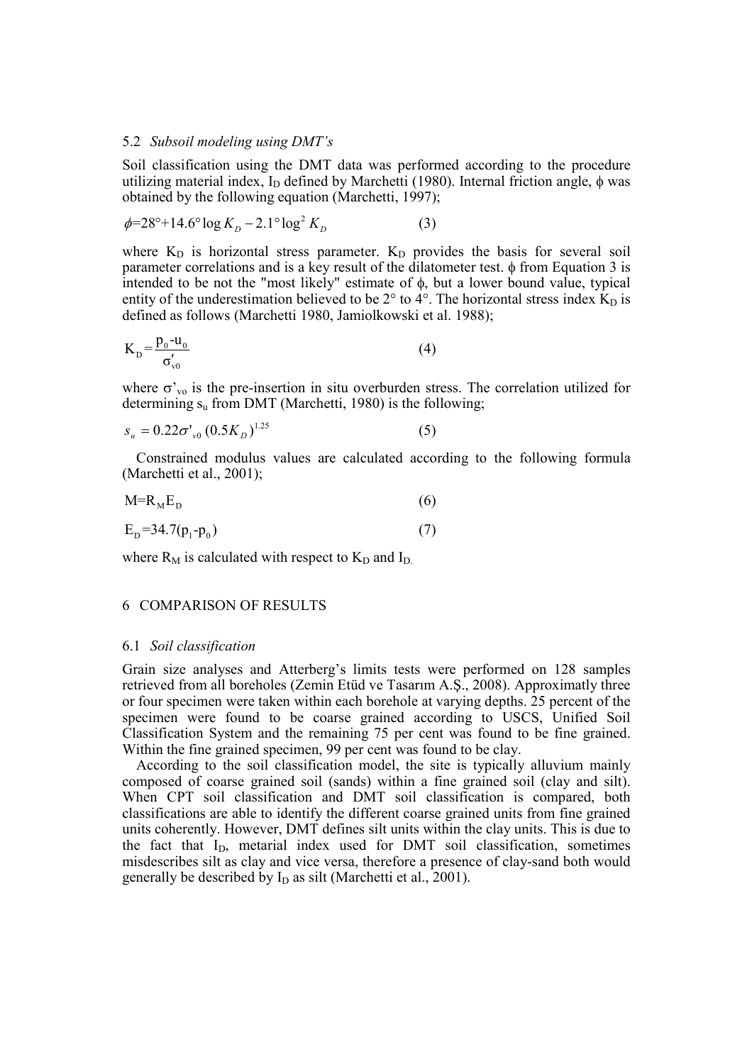### 5.2 *Subsoil modeling using DMT's*

Soil classification using the DMT data was performed according to the procedure utilizing material index, $I_D$ defined by Marchetti (1980). Internal friction angle, $\phi$ was obtained by the following equation (Marchetti, 1997);

$$\phi = 28° + 14.6° \log K_D - 2.1° \log^2 K_D \qquad (3)$$

where $K_D$ is horizontal stress parameter. $K_D$ provides the basis for several soil parameter correlations and is a key result of the dilatometer test. $\phi$ from Equation 3 is intended to be not the "most likely" estimate of $\phi$, but a lower bound value, typical entity of the underestimation believed to be 2° to 4°. The horizontal stress index $K_D$ is defined as follows (Marchetti 1980, Jamiolkowski et al. 1988);

$$K_D = \frac{p_0 - u_0}{\sigma'_{v0}} \qquad (4)$$

where $\sigma'_{vo}$ is the pre-insertion in situ overburden stress. The correlation utilized for determining $s_u$ from DMT (Marchetti, 1980) is the following;

$$s_u = 0.22\sigma'_{v0}(0.5K_D)^{1.25} \qquad (5)$$

Constrained modulus values are calculated according to the following formula (Marchetti et al., 2001);

$$M = R_M E_D \qquad (6)$$

$$E_D = 34.7(p_1 - p_0) \qquad (7)$$

where $R_M$ is calculated with respect to $K_D$ and $I_D$.

## 6 COMPARISON OF RESULTS

### 6.1 *Soil classification*

Grain size analyses and Atterberg's limits tests were performed on 128 samples retrieved from all boreholes (Zemin Etüd ve Tasarım A.Ş., 2008). Approximatly three or four specimen were taken within each borehole at varying depths. 25 percent of the specimen were found to be coarse grained according to USCS, Unified Soil Classification System and the remaining 75 per cent was found to be fine grained. Within the fine grained specimen, 99 per cent was found to be clay.

According to the soil classification model, the site is typically alluvium mainly composed of coarse grained soil (sands) within a fine grained soil (clay and silt). When CPT soil classification and DMT soil classification is compared, both classifications are able to identify the different coarse grained units from fine grained units coherently. However, DMT defines silt units within the clay units. This is due to the fact that $I_D$, metarial index used for DMT soil classification, sometimes misdescribes silt as clay and vice versa, therefore a presence of clay-sand both would generally be described by $I_D$ as silt (Marchetti et al., 2001).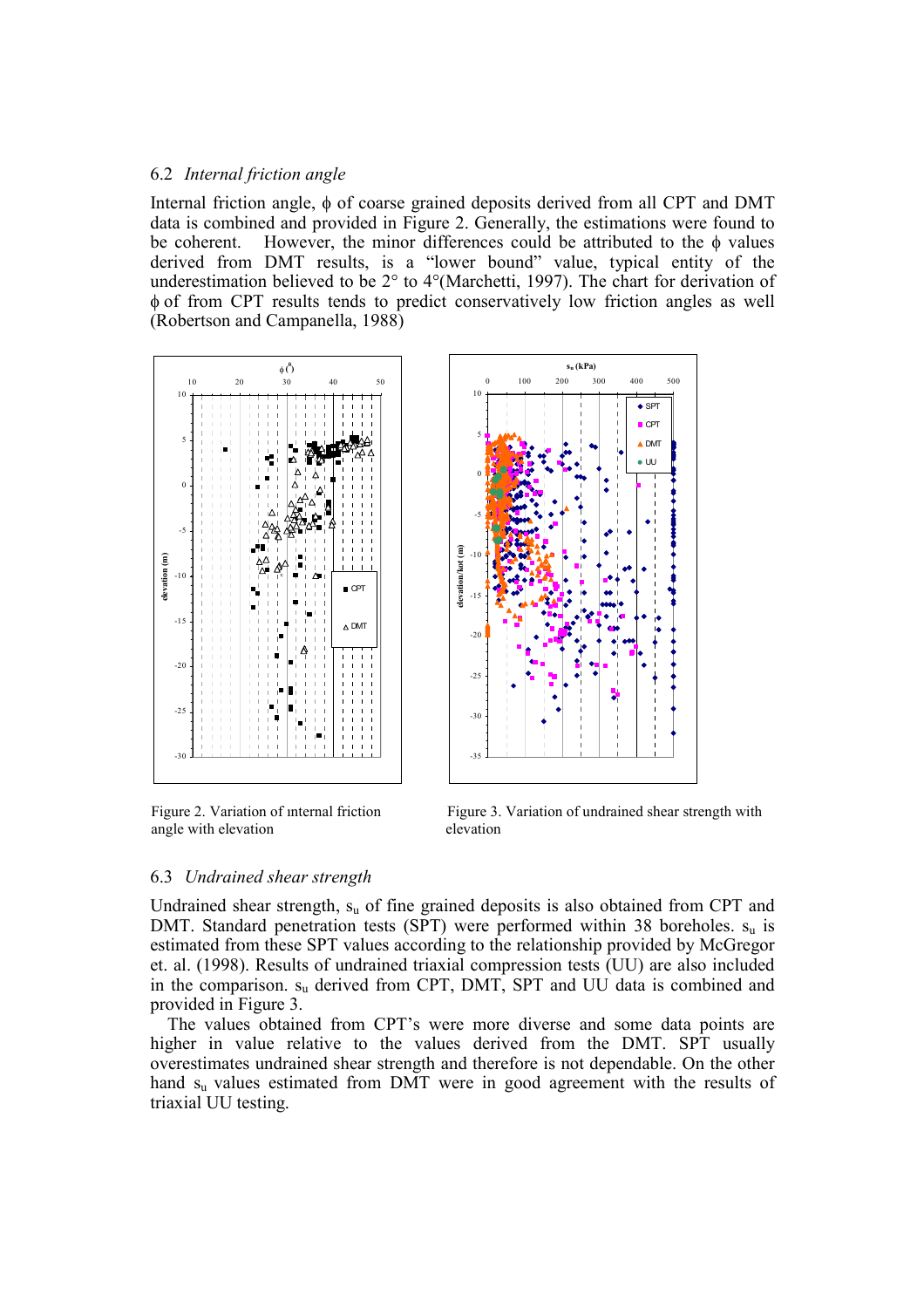### 6.2 *Internal friction angle*

Internal friction angle, $\phi$ of coarse grained deposits derived from all CPT and DMT data is combined and provided in Figure 2. Generally, the estimations were found to be coherent. However, the minor differences could be attributed to the $\phi$ values derived from DMT results, is a "lower bound" value, typical entity of the underestimation believed to be 2° to 4°(Marchetti, 1997). The chart for derivation of $\phi$ of from CPT results tends to predict conservatively low friction angles as well (Robertson and Campanella, 1988)

Figure 2. Variation of internal friction angle with elevation

Figure 3. Variation of undrained shear strength with elevation

### 6.3 *Undrained shear strength*

Undrained shear strength, $s_u$ of fine grained deposits is also obtained from CPT and DMT. Standard penetration tests (SPT) were performed within 38 boreholes. $s_u$ is estimated from these SPT values according to the relationship provided by McGregor et. al. (1998). Results of undrained triaxial compression tests (UU) are also included in the comparison. $s_u$ derived from CPT, DMT, SPT and UU data is combined and provided in Figure 3.

The values obtained from CPT's were more diverse and some data points are higher in value relative to the values derived from the DMT. SPT usually overestimates undrained shear strength and therefore is not dependable. On the other hand $s_u$ values estimated from DMT were in good agreement with the results of triaxial UU testing.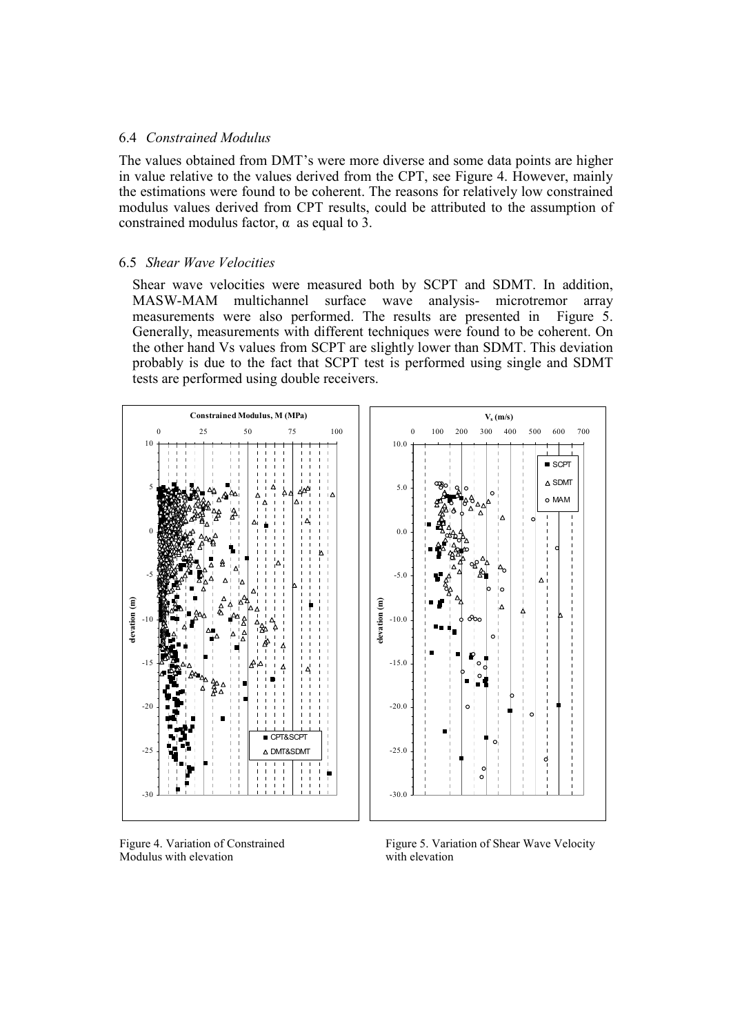### 6.4 *Constrained Modulus*

The values obtained from DMT's were more diverse and some data points are higher in value relative to the values derived from the CPT, see Figure 4. However, mainly the estimations were found to be coherent. The reasons for relatively low constrained modulus values derived from CPT results, could be attributed to the assumption of constrained modulus factor, $\alpha$ as equal to 3.

### 6.5 *Shear Wave Velocities*

Shear wave velocities were measured both by SCPT and SDMT. In addition, MASW-MAM multichannel surface wave analysis- microtremor array measurements were also performed. The results are presented in Figure 5. Generally, measurements with different techniques were found to be coherent. On the other hand Vs values from SCPT are slightly lower than SDMT. This deviation probably is due to the fact that SCPT test is performed using single and SDMT tests are performed using double receivers.

Figure 4. Variation of Constrained Modulus with elevation

Figure 5. Variation of Shear Wave Velocity with elevation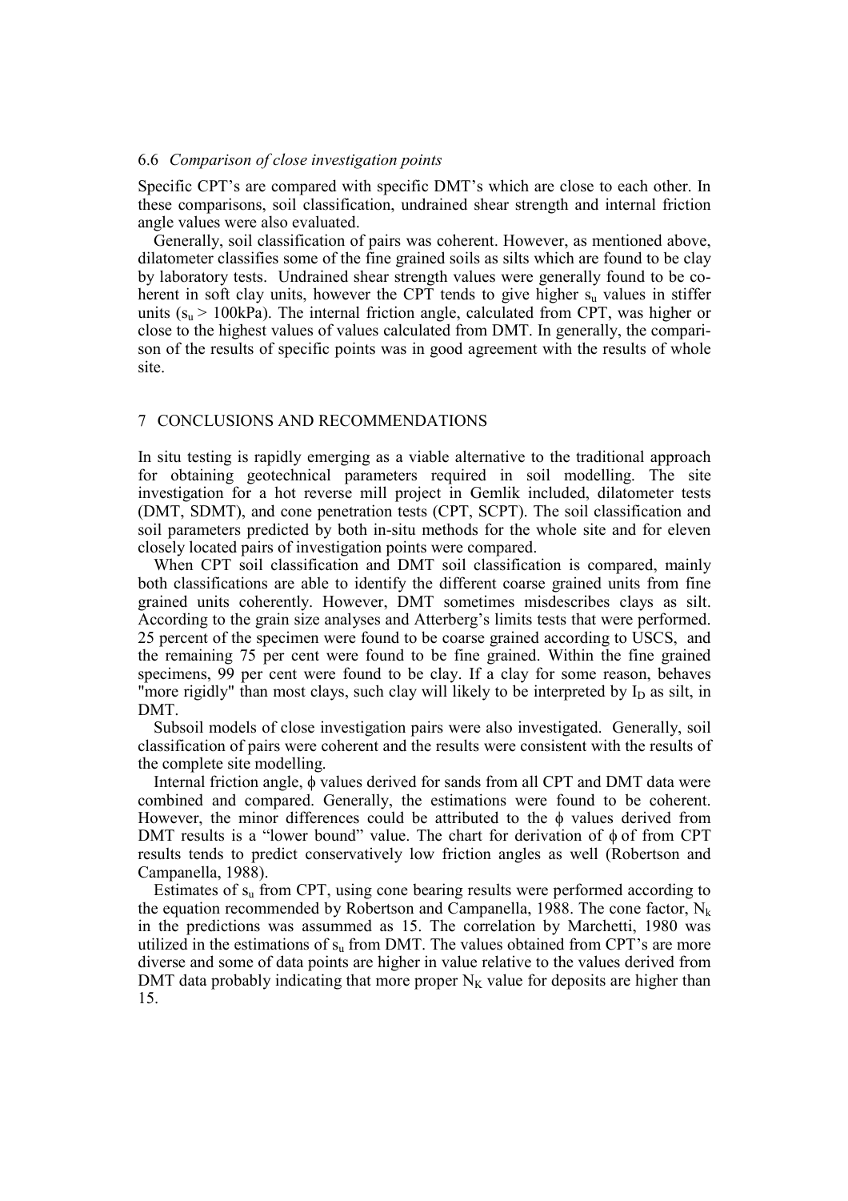### 6.6 *Comparison of close investigation points*

Specific CPT's are compared with specific DMT's which are close to each other. In these comparisons, soil classification, undrained shear strength and internal friction angle values were also evaluated.

Generally, soil classification of pairs was coherent. However, as mentioned above, dilatometer classifies some of the fine grained soils as silts which are found to be clay by laboratory tests. Undrained shear strength values were generally found to be coherent in soft clay units, however the CPT tends to give higher $s_u$ values in stiffer units ($s_u$ > 100kPa). The internal friction angle, calculated from CPT, was higher or close to the highest values of values calculated from DMT. In generally, the comparison of the results of specific points was in good agreement with the results of whole site.

## 7 CONCLUSIONS AND RECOMMENDATIONS

In situ testing is rapidly emerging as a viable alternative to the traditional approach for obtaining geotechnical parameters required in soil modelling. The site investigation for a hot reverse mill project in Gemlik included, dilatometer tests (DMT, SDMT), and cone penetration tests (CPT, SCPT). The soil classification and soil parameters predicted by both in-situ methods for the whole site and for eleven closely located pairs of investigation points were compared.

When CPT soil classification and DMT soil classification is compared, mainly both classifications are able to identify the different coarse grained units from fine grained units coherently. However, DMT sometimes misdescribes clays as silt. According to the grain size analyses and Atterberg's limits tests that were performed. 25 percent of the specimen were found to be coarse grained according to USCS, and the remaining 75 per cent were found to be fine grained. Within the fine grained specimens, 99 per cent were found to be clay. If a clay for some reason, behaves "more rigidly" than most clays, such clay will likely to be interpreted by $I_D$ as silt, in DMT.

Subsoil models of close investigation pairs were also investigated. Generally, soil classification of pairs were coherent and the results were consistent with the results of the complete site modelling.

Internal friction angle, $\phi$ values derived for sands from all CPT and DMT data were combined and compared. Generally, the estimations were found to be coherent. However, the minor differences could be attributed to the $\phi$ values derived from DMT results is a "lower bound" value. The chart for derivation of $\phi$ of from CPT results tends to predict conservatively low friction angles as well (Robertson and Campanella, 1988).

Estimates of $s_u$ from CPT, using cone bearing results were performed according to the equation recommended by Robertson and Campanella, 1988. The cone factor, $N_k$ in the predictions was assummed as 15. The correlation by Marchetti, 1980 was utilized in the estimations of $s_u$ from DMT. The values obtained from CPT's are more diverse and some of data points are higher in value relative to the values derived from DMT data probably indicating that more proper $N_K$ value for deposits are higher than 15.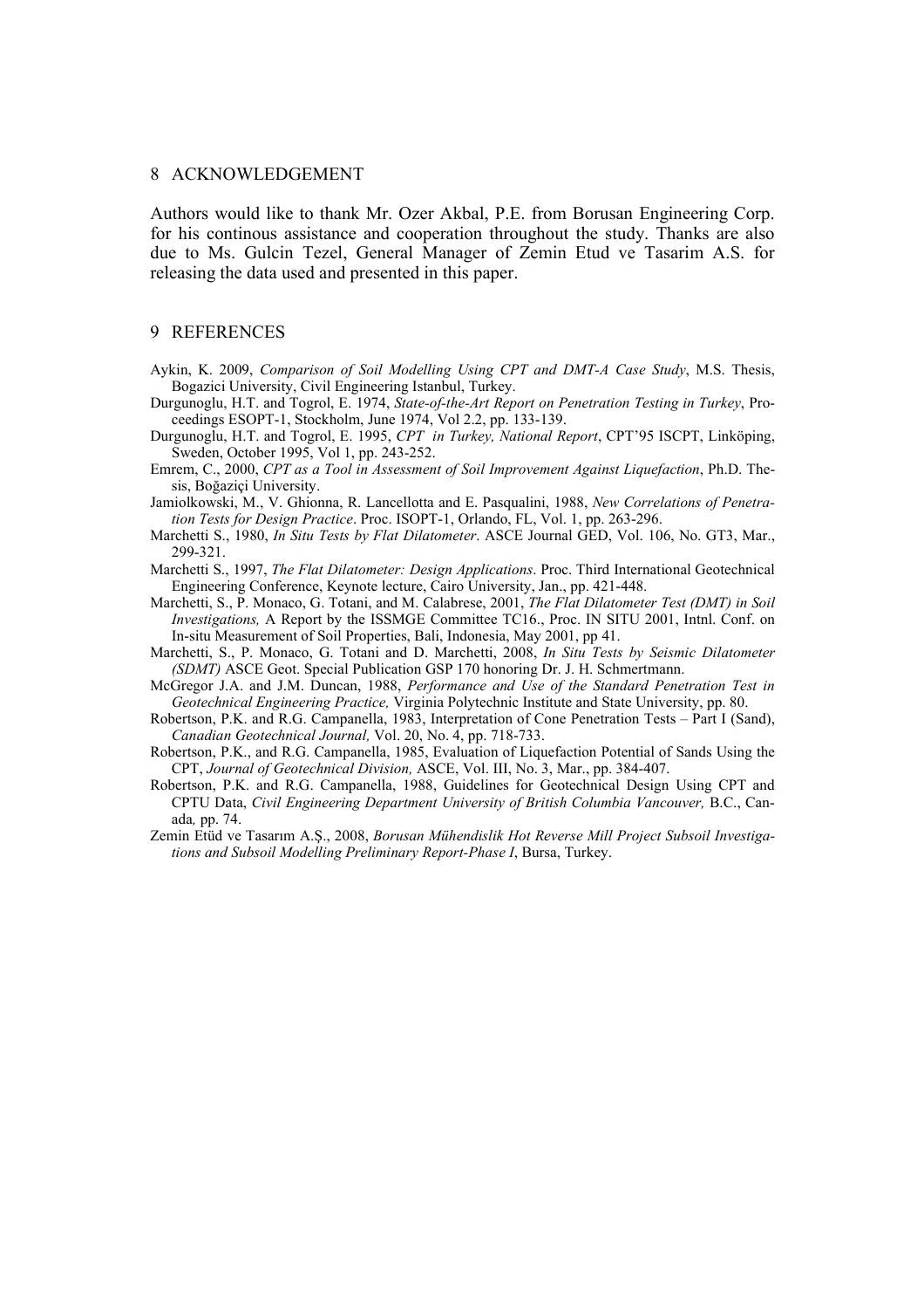## 8 ACKNOWLEDGEMENT

Authors would like to thank Mr. Ozer Akbal, P.E. from Borusan Engineering Corp. for his continous assistance and cooperation throughout the study. Thanks are also due to Ms. Gulcin Tezel, General Manager of Zemin Etud ve Tasarim A.S. for releasing the data used and presented in this paper.

## 9 REFERENCES

Aykin, K. 2009, *Comparison of Soil Modelling Using CPT and DMT-A Case Study*, M.S. Thesis, Bogazici University, Civil Engineering Istanbul, Turkey.

Durgunoglu, H.T. and Togrol, E. 1974, *State-of-the-Art Report on Penetration Testing in Turkey*, Proceedings ESOPT-1, Stockholm, June 1974, Vol 2.2, pp. 133-139.

Durgunoglu, H.T. and Togrol, E. 1995, *CPT in Turkey, National Report*, CPT'95 ISCPT, Linköping, Sweden, October 1995, Vol 1, pp. 243-252.

Emrem, C., 2000, *CPT as a Tool in Assessment of Soil Improvement Against Liquefaction*, Ph.D. Thesis, Boğaziçi University.

Jamiolkowski, M., V. Ghionna, R. Lancellotta and E. Pasqualini, 1988, *New Correlations of Penetration Tests for Design Practice*. Proc. ISOPT-1, Orlando, FL, Vol. 1, pp. 263-296.

Marchetti S., 1980, *In Situ Tests by Flat Dilatometer*. ASCE Journal GED, Vol. 106, No. GT3, Mar., 299-321.

Marchetti S., 1997, *The Flat Dilatometer: Design Applications*. Proc. Third International Geotechnical Engineering Conference, Keynote lecture, Cairo University, Jan., pp. 421-448.

Marchetti, S., P. Monaco, G. Totani, and M. Calabrese, 2001, *The Flat Dilatometer Test (DMT) in Soil Investigations,* A Report by the ISSMGE Committee TC16., Proc. IN SITU 2001, Intnl. Conf. on In-situ Measurement of Soil Properties, Bali, Indonesia, May 2001, pp 41.

Marchetti, S., P. Monaco, G. Totani and D. Marchetti, 2008, *In Situ Tests by Seismic Dilatometer (SDMT)* ASCE Geot. Special Publication GSP 170 honoring Dr. J. H. Schmertmann.

McGregor J.A. and J.M. Duncan, 1988, *Performance and Use of the Standard Penetration Test in Geotechnical Engineering Practice,* Virginia Polytechnic Institute and State University, pp. 80.

Robertson, P.K. and R.G. Campanella, 1983, Interpretation of Cone Penetration Tests – Part I (Sand), *Canadian Geotechnical Journal,* Vol. 20, No. 4, pp. 718-733.

Robertson, P.K., and R.G. Campanella, 1985, Evaluation of Liquefaction Potential of Sands Using the CPT, *Journal of Geotechnical Division,* ASCE, Vol. III, No. 3, Mar., pp. 384-407.

Robertson, P.K. and R.G. Campanella, 1988, Guidelines for Geotechnical Design Using CPT and CPTU Data, *Civil Engineering Department University of British Columbia Vancouver,* B.C., Canada*,* pp. 74.

Zemin Etüd ve Tasarım A.Ş., 2008, *Borusan Mühendislik Hot Reverse Mill Project Subsoil Investigations and Subsoil Modelling Preliminary Report-Phase I*, Bursa, Turkey.